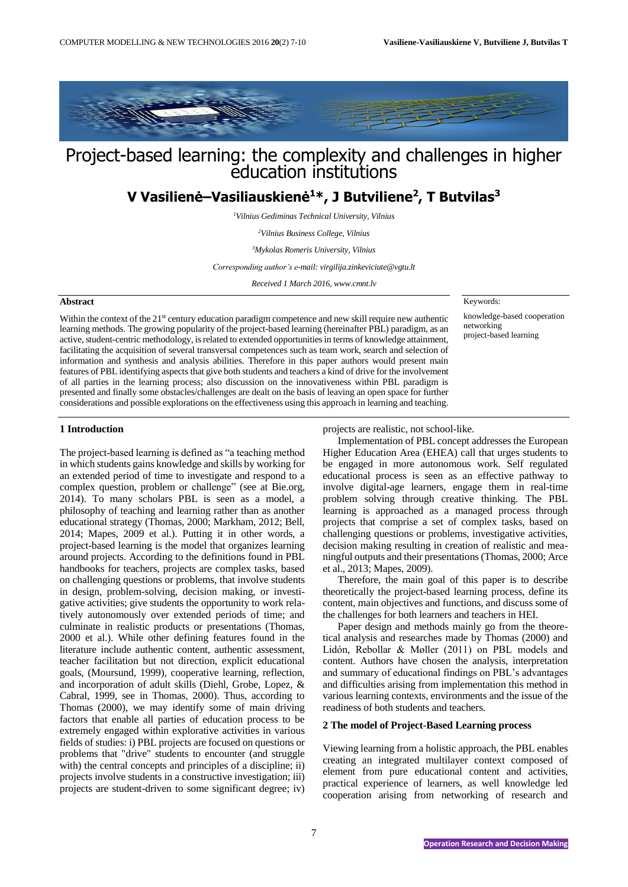# Project-based learning: the complexity and challenges in higher education institutions

**V Vasilienė–Vasiliauskienė[1]*, J Butviliene[2], T Butvilas[3]**

*[1]Vilnius Gediminas Technical University, Vilnius*

*[2]Vilnius Business College, Vilnius*

*[3]Mykolas Romeris University, Vilnius*

*Corresponding author's e-mail: virgilija.zinkeviciute@vgtu.lt*

*Received 1 March 2016, www.cmnt.lv*

**Abstract**

Within the context of the 21st century education paradigm competence and new skill require new authentic learning methods. The growing popularity of the project-based learning (hereinafter PBL) paradigm, as an active, student-centric methodology, is related to extended opportunities in terms of knowledge attainment, facilitating the acquisition of several transversal competences such as team work, search and selection of information and synthesis and analysis abilities. Therefore in this paper authors would present main features of PBL identifying aspects that give both students and teachers a kind of drive for the involvement of all parties in the learning process; also discussion on the innovativeness within PBL paradigm is presented and finally some obstacles/challenges are dealt on the basis of leaving an open space for further considerations and possible explorations on the effectiveness using this approach in learning and teaching.

Keywords:

knowledge-based cooperation
networking
project-based learning

## 1 Introduction

The project-based learning is defined as "a teaching method in which students gains knowledge and skills by working for an extended period of time to investigate and respond to a complex question, problem or challenge" (see at Bie.org, 2014). To many scholars PBL is seen as a model, a philosophy of teaching and learning rather than as another educational strategy (Thomas, 2000; Markham, 2012; Bell, 2014; Mapes, 2009 et al.). Putting it in other words, a project-based learning is the model that organizes learning around projects. According to the definitions found in PBL handbooks for teachers, projects are complex tasks, based on challenging questions or problems, that involve students in design, problem-solving, decision making, or investigative activities; give students the opportunity to work relatively autonomously over extended periods of time; and culminate in realistic products or presentations (Thomas, 2000 et al.). While other defining features found in the literature include authentic content, authentic assessment, teacher facilitation but not direction, explicit educational goals, (Moursund, 1999), cooperative learning, reflection, and incorporation of adult skills (Diehl, Grobe, Lopez, & Cabral, 1999, see in Thomas, 2000). Thus, according to Thomas (2000), we may identify some of main driving factors that enable all parties of education process to be extremely engaged within explorative activities in various fields of studies: i) PBL projects are focused on questions or problems that "drive" students to encounter (and struggle with) the central concepts and principles of a discipline; ii) projects involve students in a constructive investigation; iii) projects are student-driven to some significant degree; iv) projects are realistic, not school-like.

Implementation of PBL concept addresses the European Higher Education Area (EHEA) call that urges students to be engaged in more autonomous work. Self regulated educational process is seen as an effective pathway to involve digital-age learners, engage them in real-time problem solving through creative thinking. The PBL learning is approached as a managed process through projects that comprise a set of complex tasks, based on challenging questions or problems, investigative activities, decision making resulting in creation of realistic and meaningful outputs and their presentations (Thomas, 2000; Arce et al., 2013; Mapes, 2009).

Therefore, the main goal of this paper is to describe theoretically the project-based learning process, define its content, main objectives and functions, and discuss some of the challenges for both learners and teachers in HEI.

Paper design and methods mainly go from the theoretical analysis and researches made by Thomas (2000) and Lidón, Rebollar & Møller (2011) on PBL models and content. Authors have chosen the analysis, interpretation and summary of educational findings on PBL's advantages and difficulties arising from implementation this method in various learning contexts, environments and the issue of the readiness of both students and teachers.

## 2 The model of Project-Based Learning process

Viewing learning from a holistic approach, the PBL enables creating an integrated multilayer context composed of element from pure educational content and activities, practical experience of learners, as well knowledge led cooperation arising from networking of research and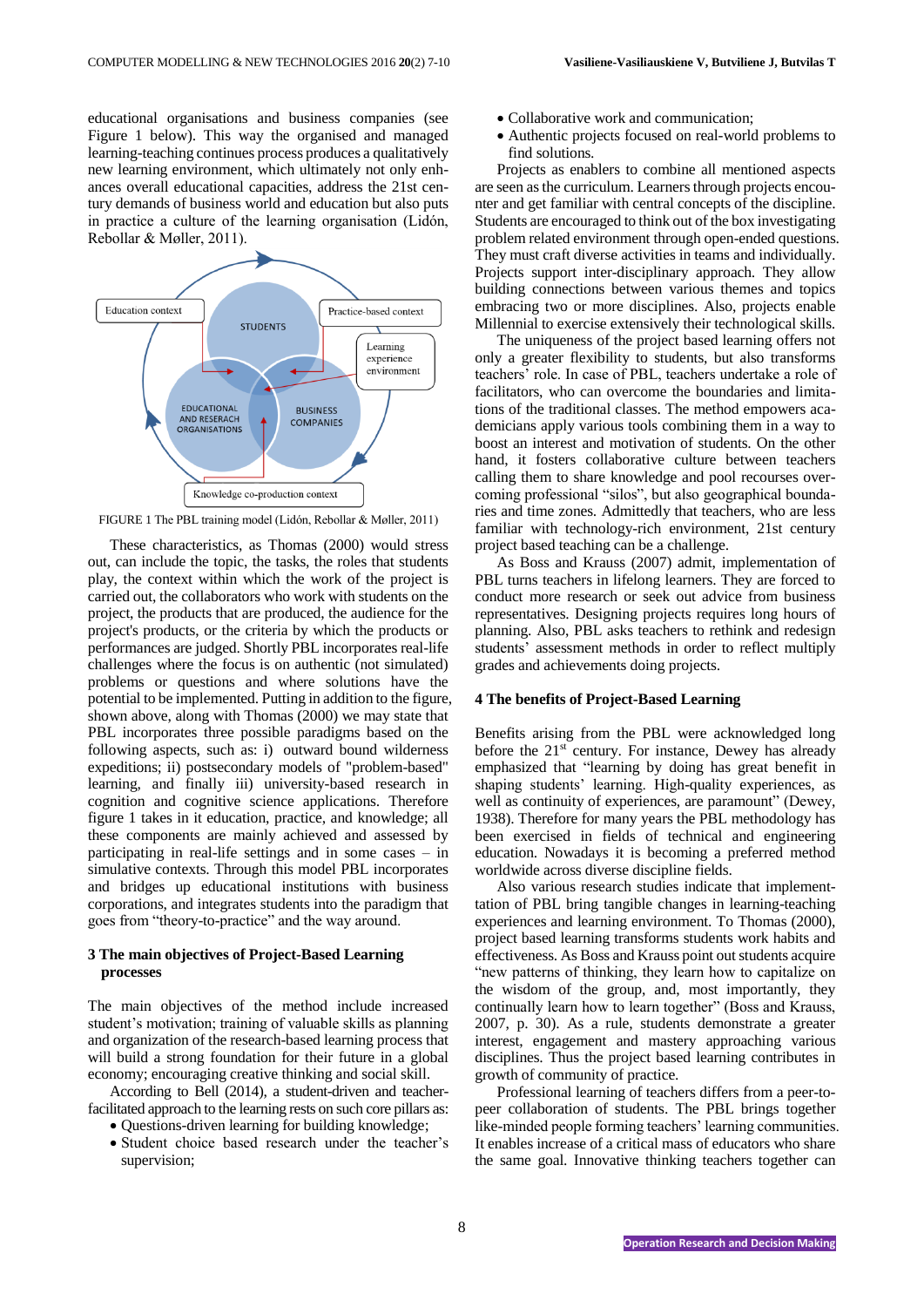educational organisations and business companies (see Figure 1 below). This way the organised and managed learning-teaching continues process produces a qualitatively new learning environment, which ultimately not only enhances overall educational capacities, address the 21st century demands of business world and education but also puts in practice a culture of the learning organisation (Lidón, Rebollar & Møller, 2011).

FIGURE 1 The PBL training model (Lidón, Rebollar & Møller, 2011)

These characteristics, as Thomas (2000) would stress out, can include the topic, the tasks, the roles that students play, the context within which the work of the project is carried out, the collaborators who work with students on the project, the products that are produced, the audience for the project's products, or the criteria by which the products or performances are judged. Shortly PBL incorporates real-life challenges where the focus is on authentic (not simulated) problems or questions and where solutions have the potential to be implemented. Putting in addition to the figure, shown above, along with Thomas (2000) we may state that PBL incorporates three possible paradigms based on the following aspects, such as: i) outward bound wilderness expeditions; ii) postsecondary models of "problem-based" learning, and finally iii) university-based research in cognition and cognitive science applications. Therefore figure 1 takes in it education, practice, and knowledge; all these components are mainly achieved and assessed by participating in real-life settings and in some cases – in simulative contexts. Through this model PBL incorporates and bridges up educational institutions with business corporations, and integrates students into the paradigm that goes from "theory-to-practice" and the way around.

## 3 The main objectives of Project-Based Learning processes

The main objectives of the method include increased student's motivation; training of valuable skills as planning and organization of the research-based learning process that will build a strong foundation for their future in a global economy; encouraging creative thinking and social skill.

According to Bell (2014), a student-driven and teacher-facilitated approach to the learning rests on such core pillars as:

- Questions-driven learning for building knowledge;
- Student choice based research under the teacher's supervision;
- Collaborative work and communication;
- Authentic projects focused on real-world problems to find solutions.

Projects as enablers to combine all mentioned aspects are seen as the curriculum. Learners through projects encounter and get familiar with central concepts of the discipline. Students are encouraged to think out of the box investigating problem related environment through open-ended questions. They must craft diverse activities in teams and individually. Projects support inter-disciplinary approach. They allow building connections between various themes and topics embracing two or more disciplines. Also, projects enable Millennial to exercise extensively their technological skills.

The uniqueness of the project based learning offers not only a greater flexibility to students, but also transforms teachers' role. In case of PBL, teachers undertake a role of facilitators, who can overcome the boundaries and limitations of the traditional classes. The method empowers academicians apply various tools combining them in a way to boost an interest and motivation of students. On the other hand, it fosters collaborative culture between teachers calling them to share knowledge and pool recourses overcoming professional "silos", but also geographical boundaries and time zones. Admittedly that teachers, who are less familiar with technology-rich environment, 21st century project based teaching can be a challenge.

As Boss and Krauss (2007) admit, implementation of PBL turns teachers in lifelong learners. They are forced to conduct more research or seek out advice from business representatives. Designing projects requires long hours of planning. Also, PBL asks teachers to rethink and redesign students' assessment methods in order to reflect multiply grades and achievements doing projects.

## 4 The benefits of Project-Based Learning

Benefits arising from the PBL were acknowledged long before the 21st century. For instance, Dewey has already emphasized that "learning by doing has great benefit in shaping students' learning. High-quality experiences, as well as continuity of experiences, are paramount" (Dewey, 1938). Therefore for many years the PBL methodology has been exercised in fields of technical and engineering education. Nowadays it is becoming a preferred method worldwide across diverse discipline fields.

Also various research studies indicate that implementation of PBL bring tangible changes in learning-teaching experiences and learning environment. To Thomas (2000), project based learning transforms students work habits and effectiveness. As Boss and Krauss point out students acquire "new patterns of thinking, they learn how to capitalize on the wisdom of the group, and, most importantly, they continually learn how to learn together" (Boss and Krauss, 2007, p. 30). As a rule, students demonstrate a greater interest, engagement and mastery approaching various disciplines. Thus the project based learning contributes in growth of community of practice.

Professional learning of teachers differs from a peer-to-peer collaboration of students. The PBL brings together like-minded people forming teachers' learning communities. It enables increase of a critical mass of educators who share the same goal. Innovative thinking teachers together can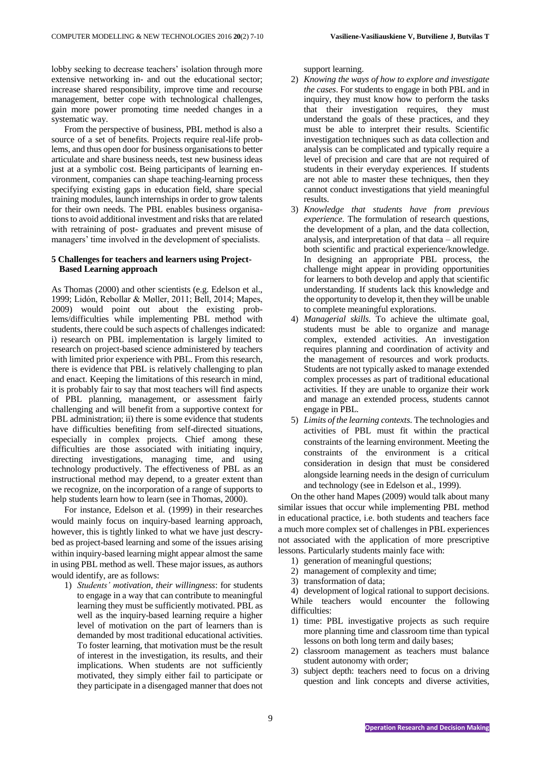lobby seeking to decrease teachers' isolation through more extensive networking in- and out the educational sector; increase shared responsibility, improve time and recourse management, better cope with technological challenges, gain more power promoting time needed changes in a systematic way.

From the perspective of business, PBL method is also a source of a set of benefits. Projects require real-life problems, and thus open door for business organisations to better articulate and share business needs, test new business ideas just at a symbolic cost. Being participants of learning environment, companies can shape teaching-learning process specifying existing gaps in education field, share special training modules, launch internships in order to grow talents for their own needs. The PBL enables business organisations to avoid additional investment and risks that are related with retraining of post- graduates and prevent misuse of managers' time involved in the development of specialists.

## 5 Challenges for teachers and learners using Project-Based Learning approach

As Thomas (2000) and other scientists (e.g. Edelson et al., 1999; Lidón, Rebollar & Møller, 2011; Bell, 2014; Mapes, 2009) would point out about the existing problems/difficulties while implementing PBL method with students, there could be such aspects of challenges indicated: i) research on PBL implementation is largely limited to research on project-based science administered by teachers with limited prior experience with PBL. From this research, there is evidence that PBL is relatively challenging to plan and enact. Keeping the limitations of this research in mind, it is probably fair to say that most teachers will find aspects of PBL planning, management, or assessment fairly challenging and will benefit from a supportive context for PBL administration; ii) there is some evidence that students have difficulties benefiting from self-directed situations, especially in complex projects. Chief among these difficulties are those associated with initiating inquiry, directing investigations, managing time, and using technology productively. The effectiveness of PBL as an instructional method may depend, to a greater extent than we recognize, on the incorporation of a range of supports to help students learn how to learn (see in Thomas, 2000).

For instance, Edelson et al. (1999) in their researches would mainly focus on inquiry-based learning approach, however, this is tightly linked to what we have just descrybed as project-based learning and some of the issues arising within inquiry-based learning might appear almost the same in using PBL method as well. These major issues, as authors would identify, are as follows:

1) *Students' motivation, their willingness*: for students to engage in a way that can contribute to meaningful learning they must be sufficiently motivated. PBL as well as the inquiry-based learning require a higher level of motivation on the part of learners than is demanded by most traditional educational activities. To foster learning, that motivation must be the result of interest in the investigation, its results, and their implications. When students are not sufficiently motivated, they simply either fail to participate or they participate in a disengaged manner that does not support learning.
2) *Knowing the ways of how to explore and investigate the cases*. For students to engage in both PBL and in inquiry, they must know how to perform the tasks that their investigation requires, they must understand the goals of these practices, and they must be able to interpret their results. Scientific investigation techniques such as data collection and analysis can be complicated and typically require a level of precision and care that are not required of students in their everyday experiences. If students are not able to master these techniques, then they cannot conduct investigations that yield meaningful results.
3) *Knowledge that students have from previous experience*. The formulation of research questions, the development of a plan, and the data collection, analysis, and interpretation of that data – all require both scientific and practical experience/knowledge. In designing an appropriate PBL process, the challenge might appear in providing opportunities for learners to both develop and apply that scientific understanding. If students lack this knowledge and the opportunity to develop it, then they will be unable to complete meaningful explorations.
4) *Managerial skills*. To achieve the ultimate goal, students must be able to organize and manage complex, extended activities. An investigation requires planning and coordination of activity and the management of resources and work products. Students are not typically asked to manage extended complex processes as part of traditional educational activities. If they are unable to organize their work and manage an extended process, students cannot engage in PBL.
5) *Limits of the learning contexts*. The technologies and activities of PBL must fit within the practical constraints of the learning environment. Meeting the constraints of the environment is a critical consideration in design that must be considered alongside learning needs in the design of curriculum and technology (see in Edelson et al., 1999).

On the other hand Mapes (2009) would talk about many similar issues that occur while implementing PBL method in educational practice, i.e. both students and teachers face a much more complex set of challenges in PBL experiences not associated with the application of more prescriptive lessons. Particularly students mainly face with:

1) generation of meaningful questions;
2) management of complexity and time;
3) transformation of data;
4) development of logical rational to support decisions.

While teachers would encounter the following difficulties:

1) time: PBL investigative projects as such require more planning time and classroom time than typical lessons on both long term and daily bases;
2) classroom management as teachers must balance student autonomy with order;
3) subject depth: teachers need to focus on a driving question and link concepts and diverse activities,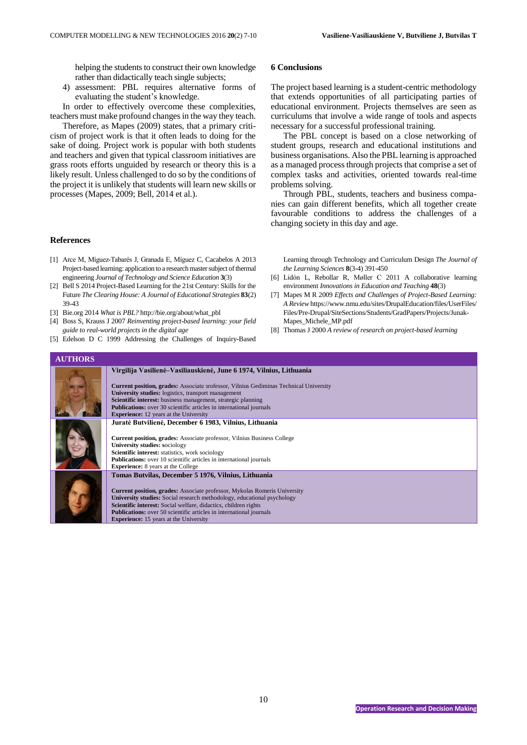helping the students to construct their own knowledge rather than didactically teach single subjects;

4) assessment: PBL requires alternative forms of evaluating the student's knowledge.

In order to effectively overcome these complexities, teachers must make profound changes in the way they teach.

Therefore, as Mapes (2009) states, that a primary criticism of project work is that it often leads to doing for the sake of doing. Project work is popular with both students and teachers and given that typical classroom initiatives are grass roots efforts unguided by research or theory this is a likely result. Unless challenged to do so by the conditions of the project it is unlikely that students will learn new skills or processes (Mapes, 2009; Bell, 2014 et al.).

## 6 Conclusions

The project based learning is a student-centric methodology that extends opportunities of all participating parties of educational environment. Projects themselves are seen as curriculums that involve a wide range of tools and aspects necessary for a successful professional training.

The PBL concept is based on a close networking of student groups, research and educational institutions and business organisations. Also the PBL learning is approached as a managed process through projects that comprise a set of complex tasks and activities, oriented towards real-time problems solving.

Through PBL, students, teachers and business companies can gain different benefits, which all together create favourable conditions to address the challenges of a changing society in this day and age.

## References

[1] Arce M, Míguez-Tabarés J, Granada E, Míguez C, Cacabelos A 2013 Project-based learning: application to a research master subject of thermal engineering *Journal of Technology and Science Education* **3**(3)

[2] Bell S 2014 Project-Based Learning for the 21st Century: Skills for the Future *The Clearing House: A Journal of Educational Strategies* **83**(2) 39-43

[3] Bie.org 2014 *What is PBL?* http://bie.org/about/what_pbl

[4] Boss S, Krauss J 2007 *Reinventing project-based learning: your field guide to real-world projects in the digital age*

[5] Edelson D C 1999 Addressing the Challenges of Inquiry-Based Learning through Technology and Curriculum Design *The Journal of the Learning Sciences* **8**(3-4) 391-450

[6] Lidón L, Rebollar R, Møller C 2011 A collaborative learning environment *Innovations in Education and Teaching* **48**(3)

[7] Mapes M R 2009 *Effects and Challenges of Project-Based Learning: A Review* https://www.nmu.edu/sites/DrupalEducation/files/UserFiles/Files/Pre-Drupal/SiteSections/Students/GradPapers/Projects/Junak-Mapes_Michele_MP.pdf

[8] Thomas J 2000 *A review of research on project-based learning*

## AUTHORS

**Virgilija Vasilienė–Vasiliauskienė, June 6 1974, Vilnius, Lithuania**

**Current position, grades:** Associate эrofessor, Vilnius Gediminas Technical University
**University studies:** logistics, transport management
**Scientific interest:** business management, strategic planning
**Publications:** over 30 scientific articles in international journals
**Experience:** 12 years at the University

**Juratė Butvilienė, December 6 1983, Vilnius, Lithuania**

**Current position, grades:** Associate professor, Vilnius Business College
**University studies:** sociology
**Scientific interest:** statistics, work sociology
**Publications:** over 10 scientific articles in international journals
**Experience:** 8 years at the College

**Tomas Butvilas, December 5 1976, Vilnius, Lithuania**

**Current position, grades:** Associate professor, Mykolas Romeris University
**University studies:** Social research methodology, educational psychology
**Scientific interest:** Social welfare, didactics, children rights
**Publications:** over 50 scientific articles in international journals
**Experience:** 15 years at the University